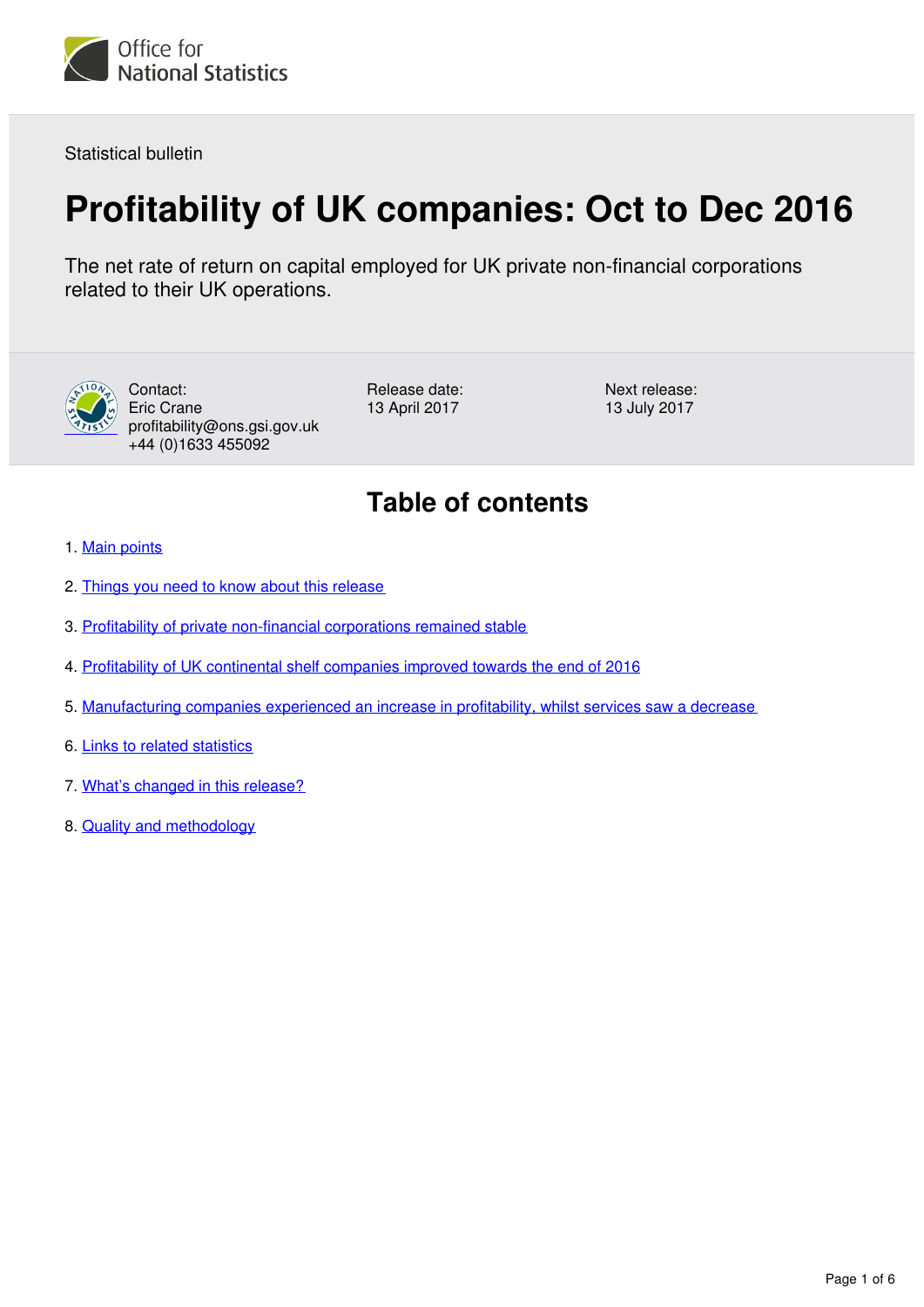Office for National Statistics

Statistical bulletin

# Profitability of UK companies: Oct to Dec 2016

The net rate of return on capital employed for UK private non-financial corporations related to their UK operations.

Contact:
Eric Crane
profitability@ons.gsi.gov.uk
+44 (0)1633 455092

Release date:
13 April 2017

Next release:
13 July 2017

## Table of contents

1. Main points
2. Things you need to know about this release
3. Profitability of private non-financial corporations remained stable
4. Profitability of UK continental shelf companies improved towards the end of 2016
5. Manufacturing companies experienced an increase in profitability, whilst services saw a decrease
6. Links to related statistics
7. What's changed in this release?
8. Quality and methodology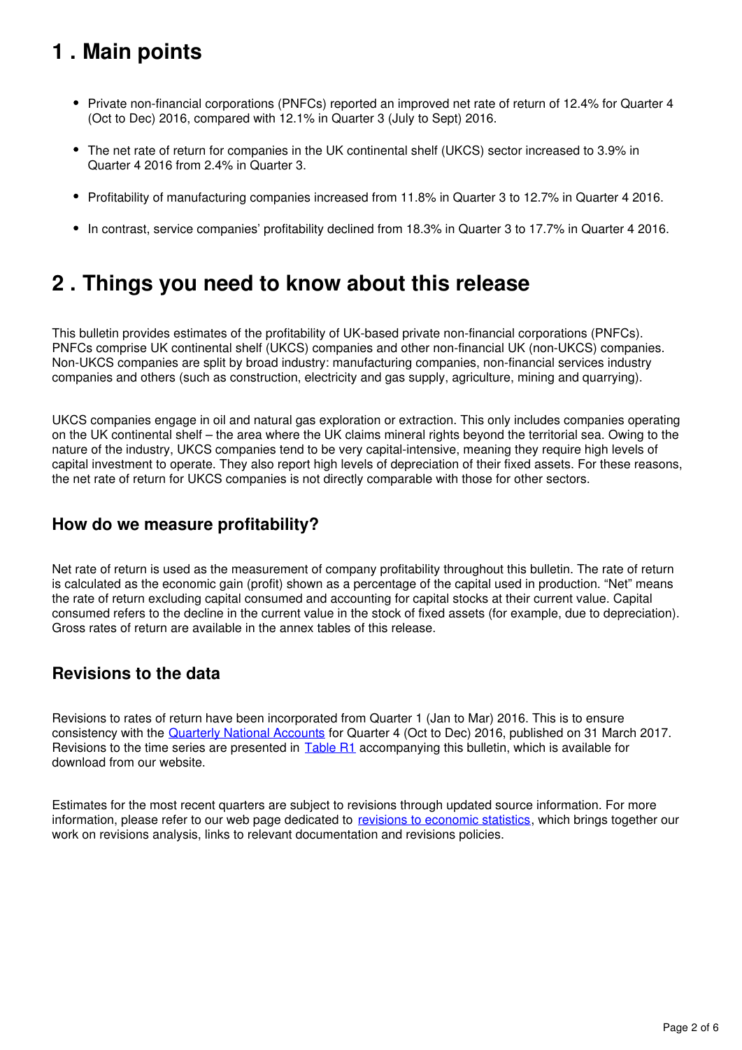## 1 . Main points

- Private non-financial corporations (PNFCs) reported an improved net rate of return of 12.4% for Quarter 4 (Oct to Dec) 2016, compared with 12.1% in Quarter 3 (July to Sept) 2016.
- The net rate of return for companies in the UK continental shelf (UKCS) sector increased to 3.9% in Quarter 4 2016 from 2.4% in Quarter 3.
- Profitability of manufacturing companies increased from 11.8% in Quarter 3 to 12.7% in Quarter 4 2016.
- In contrast, service companies' profitability declined from 18.3% in Quarter 3 to 17.7% in Quarter 4 2016.

## 2 . Things you need to know about this release

This bulletin provides estimates of the profitability of UK-based private non-financial corporations (PNFCs). PNFCs comprise UK continental shelf (UKCS) companies and other non-financial UK (non-UKCS) companies. Non-UKCS companies are split by broad industry: manufacturing companies, non-financial services industry companies and others (such as construction, electricity and gas supply, agriculture, mining and quarrying).

UKCS companies engage in oil and natural gas exploration or extraction. This only includes companies operating on the UK continental shelf – the area where the UK claims mineral rights beyond the territorial sea. Owing to the nature of the industry, UKCS companies tend to be very capital-intensive, meaning they require high levels of capital investment to operate. They also report high levels of depreciation of their fixed assets. For these reasons, the net rate of return for UKCS companies is not directly comparable with those for other sectors.

### How do we measure profitability?

Net rate of return is used as the measurement of company profitability throughout this bulletin. The rate of return is calculated as the economic gain (profit) shown as a percentage of the capital used in production. "Net" means the rate of return excluding capital consumed and accounting for capital stocks at their current value. Capital consumed refers to the decline in the current value in the stock of fixed assets (for example, due to depreciation). Gross rates of return are available in the annex tables of this release.

### Revisions to the data

Revisions to rates of return have been incorporated from Quarter 1 (Jan to Mar) 2016. This is to ensure consistency with the Quarterly National Accounts for Quarter 4 (Oct to Dec) 2016, published on 31 March 2017. Revisions to the time series are presented in Table R1 accompanying this bulletin, which is available for download from our website.

Estimates for the most recent quarters are subject to revisions through updated source information. For more information, please refer to our web page dedicated to revisions to economic statistics, which brings together our work on revisions analysis, links to relevant documentation and revisions policies.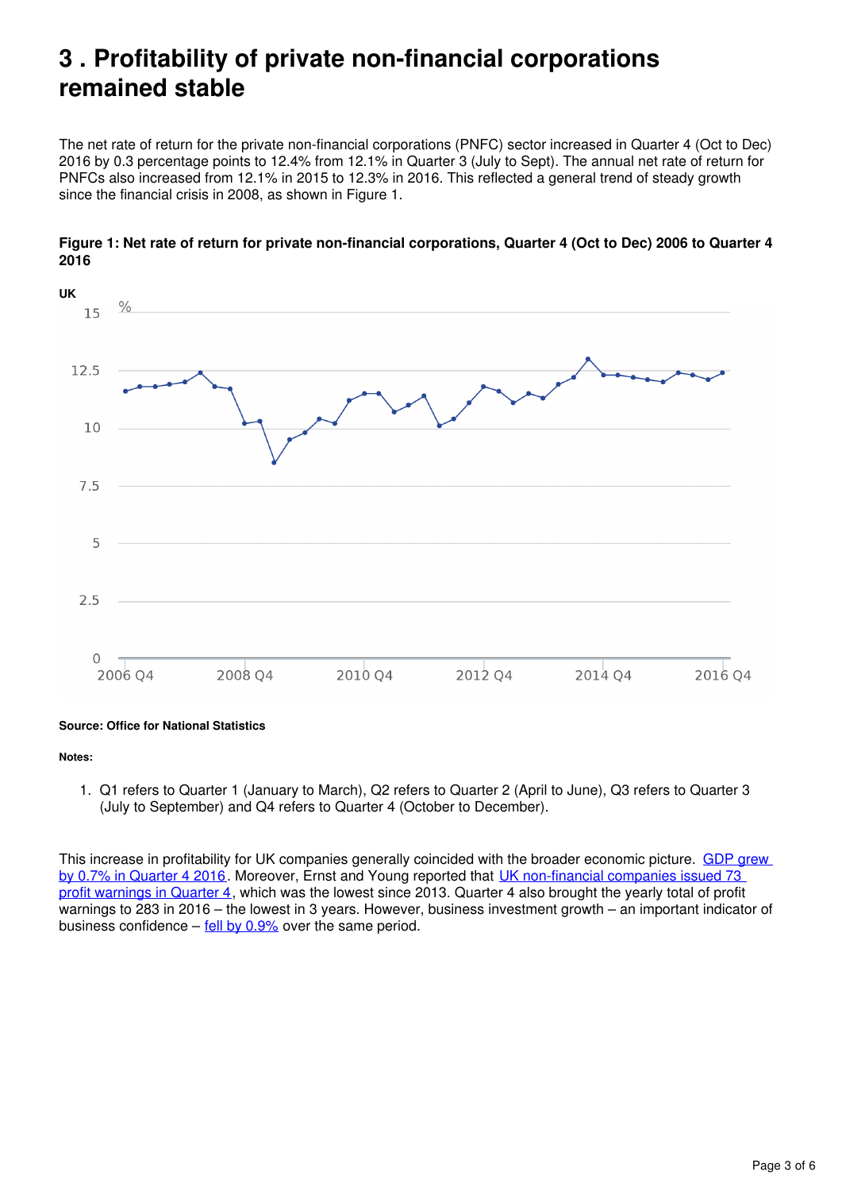# 3 . Profitability of private non-financial corporations remained stable

The net rate of return for the private non-financial corporations (PNFC) sector increased in Quarter 4 (Oct to Dec) 2016 by 0.3 percentage points to 12.4% from 12.1% in Quarter 3 (July to Sept). The annual net rate of return for PNFCs also increased from 12.1% in 2015 to 12.3% in 2016. This reflected a general trend of steady growth since the financial crisis in 2008, as shown in Figure 1.

**Figure 1: Net rate of return for private non-financial corporations, Quarter 4 (Oct to Dec) 2006 to Quarter 4 2016**

**Source: Office for National Statistics**

**Notes:**

1. Q1 refers to Quarter 1 (January to March), Q2 refers to Quarter 2 (April to June), Q3 refers to Quarter 3 (July to September) and Q4 refers to Quarter 4 (October to December).

This increase in profitability for UK companies generally coincided with the broader economic picture. GDP grew by 0.7% in Quarter 4 2016. Moreover, Ernst and Young reported that UK non-financial companies issued 73 profit warnings in Quarter 4, which was the lowest since 2013. Quarter 4 also brought the yearly total of profit warnings to 283 in 2016 – the lowest in 3 years. However, business investment growth – an important indicator of business confidence – fell by 0.9% over the same period.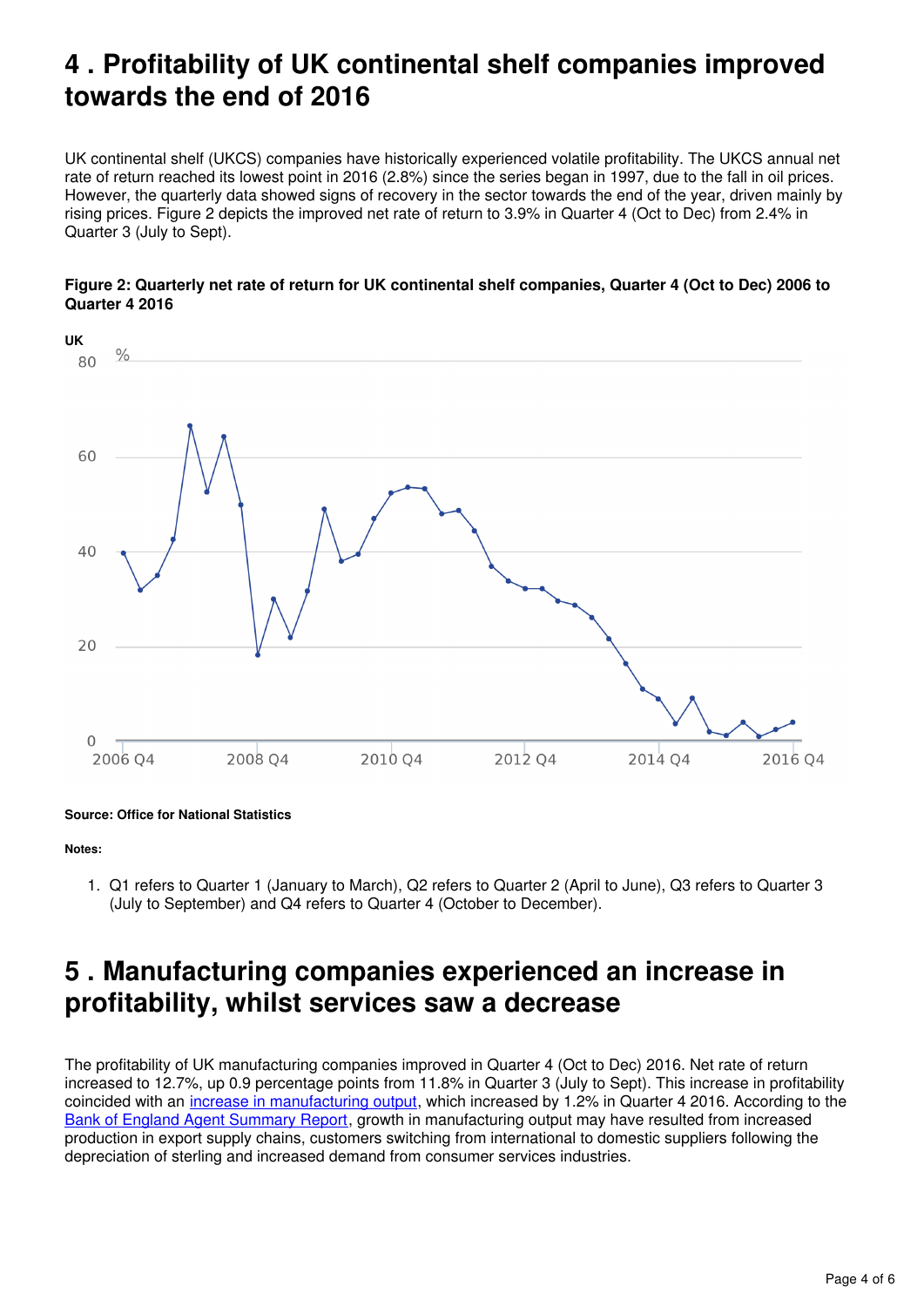## 4 . Profitability of UK continental shelf companies improved towards the end of 2016

UK continental shelf (UKCS) companies have historically experienced volatile profitability. The UKCS annual net rate of return reached its lowest point in 2016 (2.8%) since the series began in 1997, due to the fall in oil prices. However, the quarterly data showed signs of recovery in the sector towards the end of the year, driven mainly by rising prices. Figure 2 depicts the improved net rate of return to 3.9% in Quarter 4 (Oct to Dec) from 2.4% in Quarter 3 (July to Sept).

**Figure 2: Quarterly net rate of return for UK continental shelf companies, Quarter 4 (Oct to Dec) 2006 to Quarter 4 2016**

**Source: Office for National Statistics**

**Notes:**

1. Q1 refers to Quarter 1 (January to March), Q2 refers to Quarter 2 (April to June), Q3 refers to Quarter 3 (July to September) and Q4 refers to Quarter 4 (October to December).

## 5 . Manufacturing companies experienced an increase in profitability, whilst services saw a decrease

The profitability of UK manufacturing companies improved in Quarter 4 (Oct to Dec) 2016. Net rate of return increased to 12.7%, up 0.9 percentage points from 11.8% in Quarter 3 (July to Sept). This increase in profitability coincided with an increase in manufacturing output, which increased by 1.2% in Quarter 4 2016. According to the Bank of England Agent Summary Report, growth in manufacturing output may have resulted from increased production in export supply chains, customers switching from international to domestic suppliers following the depreciation of sterling and increased demand from consumer services industries.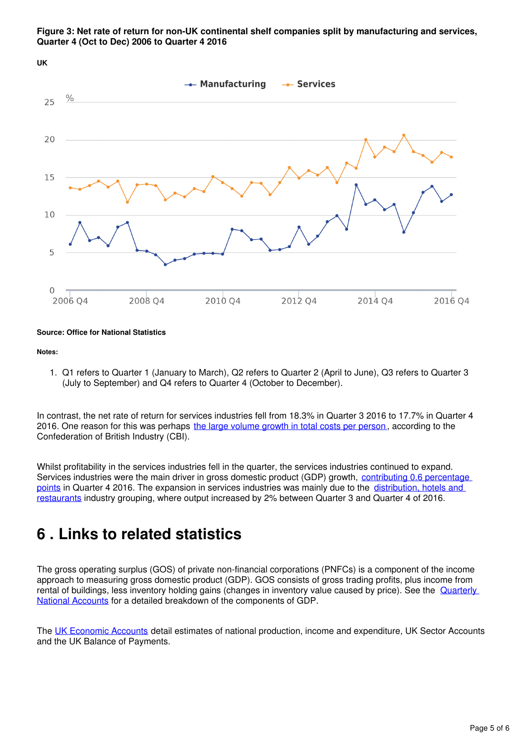**Figure 3: Net rate of return for non-UK continental shelf companies split by manufacturing and services, Quarter 4 (Oct to Dec) 2006 to Quarter 4 2016**

**UK**

**Source: Office for National Statistics**

**Notes:**

1. Q1 refers to Quarter 1 (January to March), Q2 refers to Quarter 2 (April to June), Q3 refers to Quarter 3 (July to September) and Q4 refers to Quarter 4 (October to December).

In contrast, the net rate of return for services industries fell from 18.3% in Quarter 3 2016 to 17.7% in Quarter 4 2016. One reason for this was perhaps the large volume growth in total costs per person, according to the Confederation of British Industry (CBI).

Whilst profitability in the services industries fell in the quarter, the services industries continued to expand. Services industries were the main driver in gross domestic product (GDP) growth, contributing 0.6 percentage points in Quarter 4 2016. The expansion in services industries was mainly due to the distribution, hotels and restaurants industry grouping, where output increased by 2% between Quarter 3 and Quarter 4 of 2016.

# 6 . Links to related statistics

The gross operating surplus (GOS) of private non-financial corporations (PNFCs) is a component of the income approach to measuring gross domestic product (GDP). GOS consists of gross trading profits, plus income from rental of buildings, less inventory holding gains (changes in inventory value caused by price). See the Quarterly National Accounts for a detailed breakdown of the components of GDP.

The UK Economic Accounts detail estimates of national production, income and expenditure, UK Sector Accounts and the UK Balance of Payments.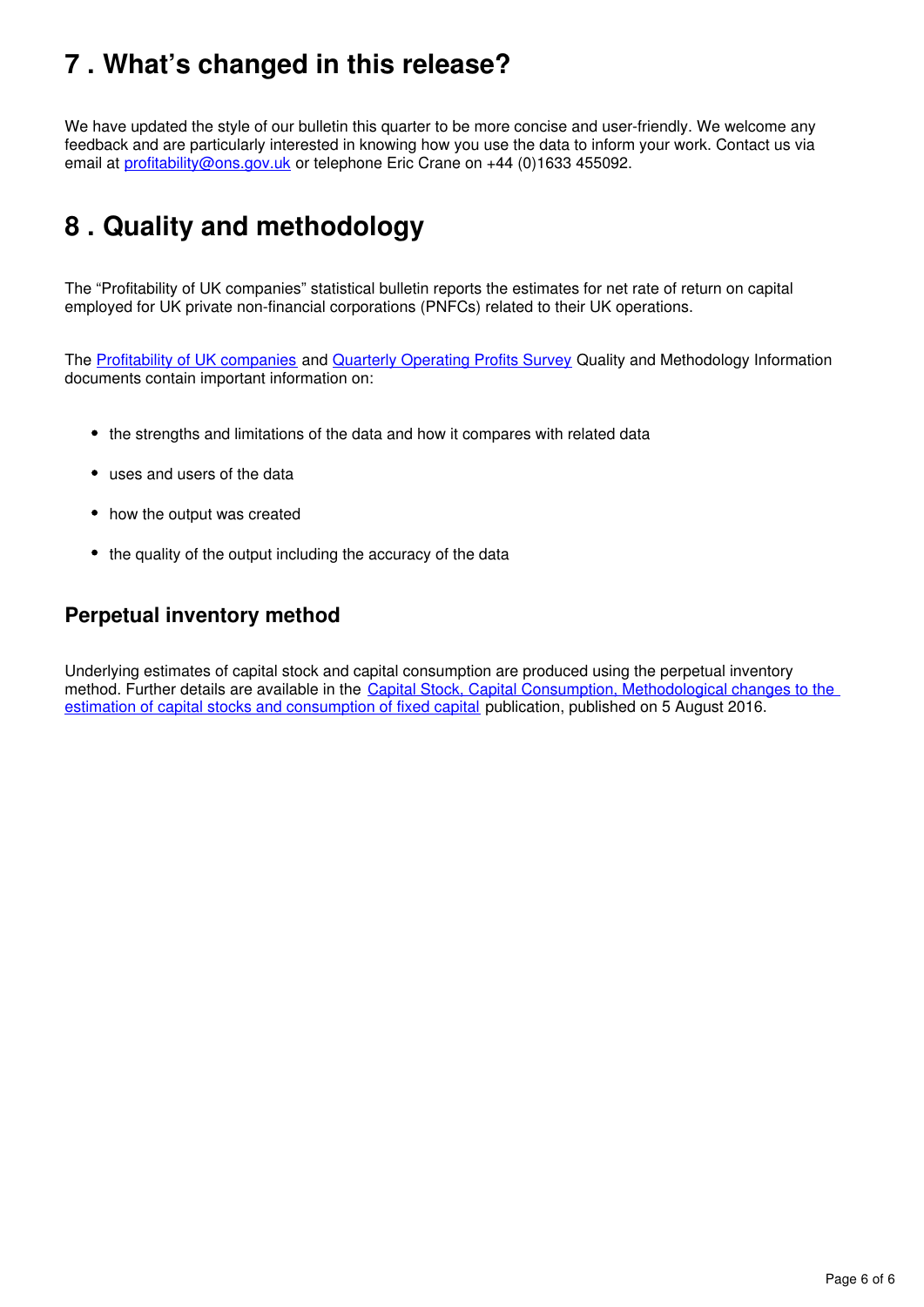## 7 . What's changed in this release?

We have updated the style of our bulletin this quarter to be more concise and user-friendly. We welcome any feedback and are particularly interested in knowing how you use the data to inform your work. Contact us via email at profitability@ons.gov.uk or telephone Eric Crane on +44 (0)1633 455092.

## 8 . Quality and methodology

The "Profitability of UK companies" statistical bulletin reports the estimates for net rate of return on capital employed for UK private non-financial corporations (PNFCs) related to their UK operations.

The Profitability of UK companies and Quarterly Operating Profits Survey Quality and Methodology Information documents contain important information on:

- the strengths and limitations of the data and how it compares with related data
- uses and users of the data
- how the output was created
- the quality of the output including the accuracy of the data

### Perpetual inventory method

Underlying estimates of capital stock and capital consumption are produced using the perpetual inventory method. Further details are available in the Capital Stock, Capital Consumption, Methodological changes to the estimation of capital stocks and consumption of fixed capital publication, published on 5 August 2016.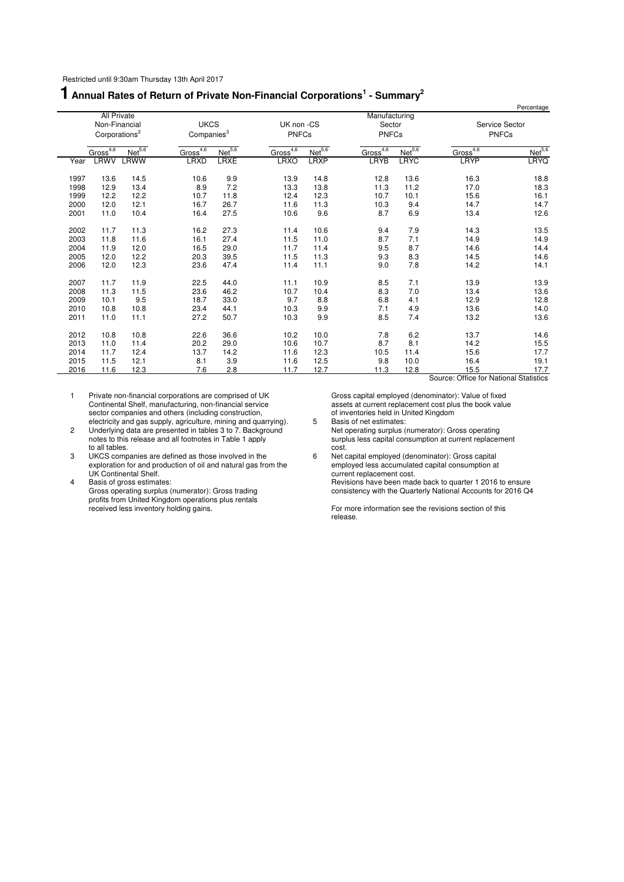Restricted until 9:30am Thursday 13th April 2017

# 1 Annual Rates of Return of Private Non-Financial Corporations[1] - Summary[2]

Percentage

| | All Private Non-Financial Corporations[2] | | UKCS Companies[3] | | UK non -CS PNFCs | | Manufacturing Sector PNFCs | | Service Sector PNFCs | |
|---|---|---|---|---|---|---|---|---|---|---|
| | Gross[4,6] | Net[5,6] | Gross[4,6] | Net[5,6] | Gross[4,6] | Net[5,6] | Gross[4,6] | Net[5,6] | Gross[4,6] | Net[5,6] |
| Year | LRWV | LRWW | LRXD | LRXE | LRXO | LRXP | LRYB | LRYC | LRYP | LRYQ |
| 1997 | 13.6 | 14.5 | 10.6 | 9.9 | 13.9 | 14.8 | 12.8 | 13.6 | 16.3 | 18.8 |
| 1998 | 12.9 | 13.4 | 8.9 | 7.2 | 13.3 | 13.8 | 11.3 | 11.2 | 17.0 | 18.3 |
| 1999 | 12.2 | 12.2 | 10.7 | 11.8 | 12.4 | 12.3 | 10.7 | 10.1 | 15.6 | 16.1 |
| 2000 | 12.0 | 12.1 | 16.7 | 26.7 | 11.6 | 11.3 | 10.3 | 9.4 | 14.7 | 14.7 |
| 2001 | 11.0 | 10.4 | 16.4 | 27.5 | 10.6 | 9.6 | 8.7 | 6.9 | 13.4 | 12.6 |
| 2002 | 11.7 | 11.3 | 16.2 | 27.3 | 11.4 | 10.6 | 9.4 | 7.9 | 14.3 | 13.5 |
| 2003 | 11.8 | 11.6 | 16.1 | 27.4 | 11.5 | 11.0 | 8.7 | 7.1 | 14.9 | 14.9 |
| 2004 | 11.9 | 12.0 | 16.5 | 29.0 | 11.7 | 11.4 | 9.5 | 8.7 | 14.6 | 14.4 |
| 2005 | 12.0 | 12.2 | 20.3 | 39.5 | 11.5 | 11.3 | 9.3 | 8.3 | 14.5 | 14.6 |
| 2006 | 12.0 | 12.3 | 23.6 | 47.4 | 11.4 | 11.1 | 9.0 | 7.8 | 14.2 | 14.1 |
| 2007 | 11.7 | 11.9 | 22.5 | 44.0 | 11.1 | 10.9 | 8.5 | 7.1 | 13.9 | 13.9 |
| 2008 | 11.3 | 11.5 | 23.6 | 46.2 | 10.7 | 10.4 | 8.3 | 7.0 | 13.4 | 13.6 |
| 2009 | 10.1 | 9.5 | 18.7 | 33.0 | 9.7 | 8.8 | 6.8 | 4.1 | 12.9 | 12.8 |
| 2010 | 10.8 | 10.8 | 23.4 | 44.1 | 10.3 | 9.9 | 7.1 | 4.9 | 13.6 | 14.0 |
| 2011 | 11.0 | 11.1 | 27.2 | 50.7 | 10.3 | 9.9 | 8.5 | 7.4 | 13.2 | 13.6 |
| 2012 | 10.8 | 10.8 | 22.6 | 36.6 | 10.2 | 10.0 | 7.8 | 6.2 | 13.7 | 14.6 |
| 2013 | 11.0 | 11.4 | 20.2 | 29.0 | 10.6 | 10.7 | 8.7 | 8.1 | 14.2 | 15.5 |
| 2014 | 11.7 | 12.4 | 13.7 | 14.2 | 11.6 | 12.3 | 10.5 | 11.4 | 15.6 | 17.7 |
| 2015 | 11.5 | 12.1 | 8.1 | 3.9 | 11.6 | 12.5 | 9.8 | 10.0 | 16.4 | 19.1 |
| 2016 | 11.6 | 12.3 | 7.6 | 2.8 | 11.7 | 12.7 | 11.3 | 12.8 | 15.5 | 17.7 |

Source: Office for National Statistics

1. Private non-financial corporations are comprised of UK Continental Shelf, manufacturing, non-financial service sector companies and others (including construction, electricity and gas supply, agriculture, mining and quarrying).
2. Underlying data are presented in tables 3 to 7. Background notes to this release and all footnotes in Table 1 apply to all tables.
3. UKCS companies are defined as those involved in the exploration for and production of oil and natural gas from the UK Continental Shelf.
4. Basis of gross estimates:
   Gross operating surplus (numerator): Gross trading profits from United Kingdom operations plus rentals received less inventory holding gains.
   Gross capital employed (denominator): Value of fixed assets at current replacement cost plus the book value of inventories held in United Kingdom
5. Basis of net estimates:
   Net operating surplus (numerator): Gross operating surplus less capital consumption at current replacement cost.
6. Net capital employed (denominator): Gross capital employed less accumulated capital consumption at current replacement cost.
   Revisions have been made back to quarter 1 2016 to ensure consistency with the Quarterly National Accounts for 2016 Q4

For more information see the revisions section of this release.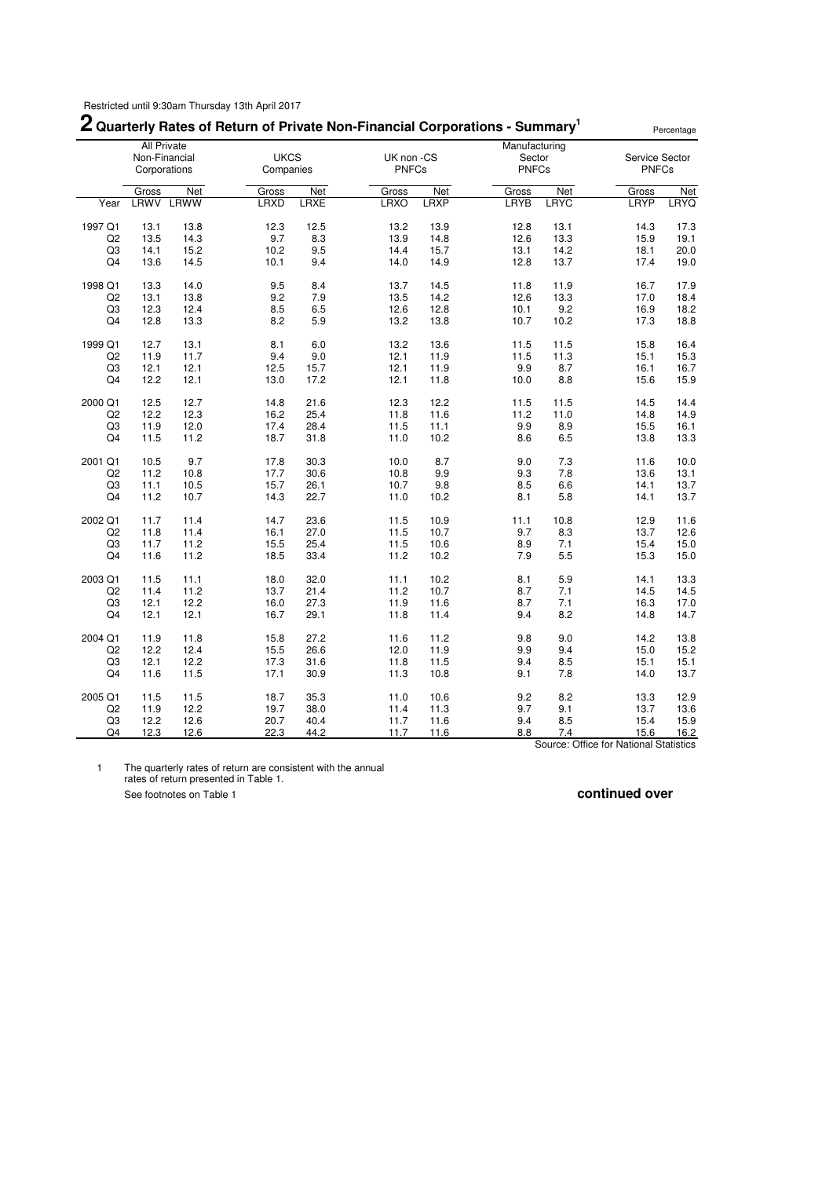Restricted until 9:30am Thursday 13th April 2017

## 2 Quarterly Rates of Return of Private Non-Financial Corporations - Summary[1]

Percentage

| | All Private Non-Financial Corporations | | UKCS Companies | | UK non -CS PNFCs | | Manufacturing Sector PNFCs | | Service Sector PNFCs | |
|---|---|---|---|---|---|---|---|---|---|---|
| | Gross | Net | Gross | Net | Gross | Net | Gross | Net | Gross | Net |
| Year | LRWV | LRWW | LRXD | LRXE | LRXO | LRXP | LRYB | LRYC | LRYP | LRYQ |
| 1997 Q1 | 13.1 | 13.8 | 12.3 | 12.5 | 13.2 | 13.9 | 12.8 | 13.1 | 14.3 | 17.3 |
| Q2 | 13.5 | 14.3 | 9.7 | 8.3 | 13.9 | 14.8 | 12.6 | 13.3 | 15.9 | 19.1 |
| Q3 | 14.1 | 15.2 | 10.2 | 9.5 | 14.4 | 15.7 | 13.1 | 14.2 | 18.1 | 20.0 |
| Q4 | 13.6 | 14.5 | 10.1 | 9.4 | 14.0 | 14.9 | 12.8 | 13.7 | 17.4 | 19.0 |
| 1998 Q1 | 13.3 | 14.0 | 9.5 | 8.4 | 13.7 | 14.5 | 11.8 | 11.9 | 16.7 | 17.9 |
| Q2 | 13.1 | 13.8 | 9.2 | 7.9 | 13.5 | 14.2 | 12.6 | 13.3 | 17.0 | 18.4 |
| Q3 | 12.3 | 12.4 | 8.5 | 6.5 | 12.6 | 12.8 | 10.1 | 9.2 | 16.9 | 18.2 |
| Q4 | 12.8 | 13.3 | 8.2 | 5.9 | 13.2 | 13.8 | 10.7 | 10.2 | 17.3 | 18.8 |
| 1999 Q1 | 12.7 | 13.1 | 8.1 | 6.0 | 13.2 | 13.6 | 11.5 | 11.5 | 15.8 | 16.4 |
| Q2 | 11.9 | 11.7 | 9.4 | 9.0 | 12.1 | 11.9 | 11.5 | 11.3 | 15.1 | 15.3 |
| Q3 | 12.1 | 12.1 | 12.5 | 15.7 | 12.1 | 11.9 | 9.9 | 8.7 | 16.1 | 16.7 |
| Q4 | 12.2 | 12.1 | 13.0 | 17.2 | 12.1 | 11.8 | 10.0 | 8.8 | 15.6 | 15.9 |
| 2000 Q1 | 12.5 | 12.7 | 14.8 | 21.6 | 12.3 | 12.2 | 11.5 | 11.5 | 14.5 | 14.4 |
| Q2 | 12.2 | 12.3 | 16.2 | 25.4 | 11.8 | 11.6 | 11.2 | 11.0 | 14.8 | 14.9 |
| Q3 | 11.9 | 12.0 | 17.4 | 28.4 | 11.5 | 11.1 | 9.9 | 8.9 | 15.5 | 16.1 |
| Q4 | 11.5 | 11.2 | 18.7 | 31.8 | 11.0 | 10.2 | 8.6 | 6.5 | 13.8 | 13.3 |
| 2001 Q1 | 10.5 | 9.7 | 17.8 | 30.3 | 10.0 | 8.7 | 9.0 | 7.3 | 11.6 | 10.0 |
| Q2 | 11.2 | 10.8 | 17.7 | 30.6 | 10.8 | 9.9 | 9.3 | 7.8 | 13.6 | 13.1 |
| Q3 | 11.1 | 10.5 | 15.7 | 26.1 | 10.7 | 9.8 | 8.5 | 6.6 | 14.1 | 13.7 |
| Q4 | 11.2 | 10.7 | 14.3 | 22.7 | 11.0 | 10.2 | 8.1 | 5.8 | 14.1 | 13.7 |
| 2002 Q1 | 11.7 | 11.4 | 14.7 | 23.6 | 11.5 | 10.9 | 11.1 | 10.8 | 12.9 | 11.6 |
| Q2 | 11.8 | 11.4 | 16.1 | 27.0 | 11.5 | 10.7 | 9.7 | 8.3 | 13.7 | 12.6 |
| Q3 | 11.7 | 11.2 | 15.5 | 25.4 | 11.5 | 10.6 | 8.9 | 7.1 | 15.4 | 15.0 |
| Q4 | 11.6 | 11.2 | 18.5 | 33.4 | 11.2 | 10.2 | 7.9 | 5.5 | 15.3 | 15.0 |
| 2003 Q1 | 11.5 | 11.1 | 18.0 | 32.0 | 11.1 | 10.2 | 8.1 | 5.9 | 14.1 | 13.3 |
| Q2 | 11.4 | 11.2 | 13.7 | 21.4 | 11.2 | 10.7 | 8.7 | 7.1 | 14.5 | 14.5 |
| Q3 | 12.1 | 12.2 | 16.0 | 27.3 | 11.9 | 11.6 | 8.7 | 7.1 | 16.3 | 17.0 |
| Q4 | 12.1 | 12.1 | 16.7 | 29.1 | 11.8 | 11.4 | 9.4 | 8.2 | 14.8 | 14.7 |
| 2004 Q1 | 11.9 | 11.8 | 15.8 | 27.2 | 11.6 | 11.2 | 9.8 | 9.0 | 14.2 | 13.8 |
| Q2 | 12.2 | 12.4 | 15.5 | 26.6 | 12.0 | 11.9 | 9.9 | 9.4 | 15.0 | 15.2 |
| Q3 | 12.1 | 12.2 | 17.3 | 31.6 | 11.8 | 11.5 | 9.4 | 8.5 | 15.1 | 15.1 |
| Q4 | 11.6 | 11.5 | 17.1 | 30.9 | 11.3 | 10.8 | 9.1 | 7.8 | 14.0 | 13.7 |
| 2005 Q1 | 11.5 | 11.5 | 18.7 | 35.3 | 11.0 | 10.6 | 9.2 | 8.2 | 13.3 | 12.9 |
| Q2 | 11.9 | 12.2 | 19.7 | 38.0 | 11.4 | 11.3 | 9.7 | 9.1 | 13.7 | 13.6 |
| Q3 | 12.2 | 12.6 | 20.7 | 40.4 | 11.7 | 11.6 | 9.4 | 8.5 | 15.4 | 15.9 |
| Q4 | 12.3 | 12.6 | 22.3 | 44.2 | 11.7 | 11.6 | 8.8 | 7.4 | 15.6 | 16.2 |

Source: Office for National Statistics

1 The quarterly rates of return are consistent with the annual rates of return presented in Table 1.

See footnotes on Table 1

**continued over**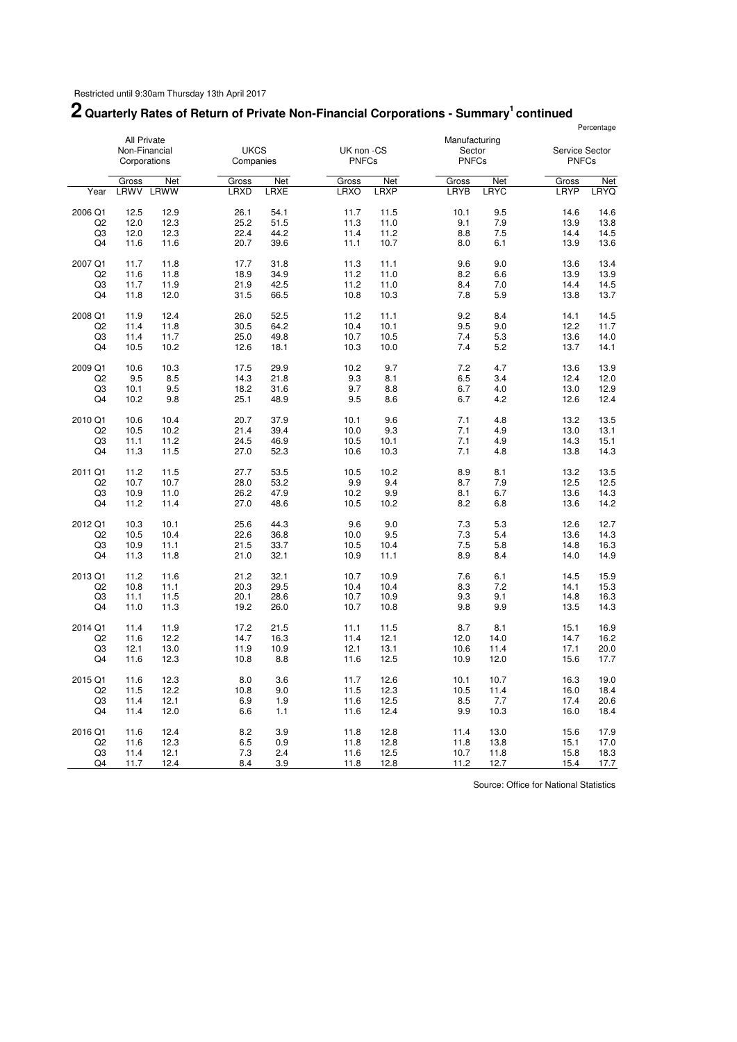Restricted until 9:30am Thursday 13th April 2017

# 2 Quarterly Rates of Return of Private Non-Financial Corporations - Summary[1] continued

Percentage

| | All Private Non-Financial Corporations | | UKCS Companies | | UK non -CS PNFCs | | Manufacturing Sector PNFCs | | Service Sector PNFCs | |
|---|---|---|---|---|---|---|---|---|---|---|
| | Gross | Net | Gross | Net | Gross | Net | Gross | Net | Gross | Net |
| Year | LRWV | LRWW | LRXD | LRXE | LRXO | LRXP | LRYB | LRYC | LRYP | LRYQ |
| 2006 Q1 | 12.5 | 12.9 | 26.1 | 54.1 | 11.7 | 11.5 | 10.1 | 9.5 | 14.6 | 14.6 |
| Q2 | 12.0 | 12.3 | 25.2 | 51.5 | 11.3 | 11.0 | 9.1 | 7.9 | 13.9 | 13.8 |
| Q3 | 12.0 | 12.3 | 22.4 | 44.2 | 11.4 | 11.2 | 8.8 | 7.5 | 14.4 | 14.5 |
| Q4 | 11.6 | 11.6 | 20.7 | 39.6 | 11.1 | 10.7 | 8.0 | 6.1 | 13.9 | 13.6 |
| 2007 Q1 | 11.7 | 11.8 | 17.7 | 31.8 | 11.3 | 11.1 | 9.6 | 9.0 | 13.6 | 13.4 |
| Q2 | 11.6 | 11.8 | 18.9 | 34.9 | 11.2 | 11.0 | 8.2 | 6.6 | 13.9 | 13.9 |
| Q3 | 11.7 | 11.9 | 21.9 | 42.5 | 11.2 | 11.0 | 8.4 | 7.0 | 14.4 | 14.5 |
| Q4 | 11.8 | 12.0 | 31.5 | 66.5 | 10.8 | 10.3 | 7.8 | 5.9 | 13.8 | 13.7 |
| 2008 Q1 | 11.9 | 12.4 | 26.0 | 52.5 | 11.2 | 11.1 | 9.2 | 8.4 | 14.1 | 14.5 |
| Q2 | 11.4 | 11.8 | 30.5 | 64.2 | 10.4 | 10.1 | 9.5 | 9.0 | 12.2 | 11.7 |
| Q3 | 11.4 | 11.7 | 25.0 | 49.8 | 10.7 | 10.5 | 7.4 | 5.3 | 13.6 | 14.0 |
| Q4 | 10.5 | 10.2 | 12.6 | 18.1 | 10.3 | 10.0 | 7.4 | 5.2 | 13.7 | 14.1 |
| 2009 Q1 | 10.6 | 10.3 | 17.5 | 29.9 | 10.2 | 9.7 | 7.2 | 4.7 | 13.6 | 13.9 |
| Q2 | 9.5 | 8.5 | 14.3 | 21.8 | 9.3 | 8.1 | 6.5 | 3.4 | 12.4 | 12.0 |
| Q3 | 10.1 | 9.5 | 18.2 | 31.6 | 9.7 | 8.8 | 6.7 | 4.0 | 13.0 | 12.9 |
| Q4 | 10.2 | 9.8 | 25.1 | 48.9 | 9.5 | 8.6 | 6.7 | 4.2 | 12.6 | 12.4 |
| 2010 Q1 | 10.6 | 10.4 | 20.7 | 37.9 | 10.1 | 9.6 | 7.1 | 4.8 | 13.2 | 13.5 |
| Q2 | 10.5 | 10.2 | 21.4 | 39.4 | 10.0 | 9.3 | 7.1 | 4.9 | 13.0 | 13.1 |
| Q3 | 11.1 | 11.2 | 24.5 | 46.9 | 10.5 | 10.1 | 7.1 | 4.9 | 14.3 | 15.1 |
| Q4 | 11.3 | 11.5 | 27.0 | 52.3 | 10.6 | 10.3 | 7.1 | 4.8 | 13.8 | 14.3 |
| 2011 Q1 | 11.2 | 11.5 | 27.7 | 53.5 | 10.5 | 10.2 | 8.9 | 8.1 | 13.2 | 13.5 |
| Q2 | 10.7 | 10.7 | 28.0 | 53.2 | 9.9 | 9.4 | 8.7 | 7.9 | 12.5 | 12.5 |
| Q3 | 10.9 | 11.0 | 26.2 | 47.9 | 10.2 | 9.9 | 8.1 | 6.7 | 13.6 | 14.3 |
| Q4 | 11.2 | 11.4 | 27.0 | 48.6 | 10.5 | 10.2 | 8.2 | 6.8 | 13.6 | 14.2 |
| 2012 Q1 | 10.3 | 10.1 | 25.6 | 44.3 | 9.6 | 9.0 | 7.3 | 5.3 | 12.6 | 12.7 |
| Q2 | 10.5 | 10.4 | 22.6 | 36.8 | 10.0 | 9.5 | 7.3 | 5.4 | 13.6 | 14.3 |
| Q3 | 10.9 | 11.1 | 21.5 | 33.7 | 10.5 | 10.4 | 7.5 | 5.8 | 14.8 | 16.3 |
| Q4 | 11.3 | 11.8 | 21.0 | 32.1 | 10.9 | 11.1 | 8.9 | 8.4 | 14.0 | 14.9 |
| 2013 Q1 | 11.2 | 11.6 | 21.2 | 32.1 | 10.7 | 10.9 | 7.6 | 6.1 | 14.5 | 15.9 |
| Q2 | 10.8 | 11.1 | 20.3 | 29.5 | 10.4 | 10.4 | 8.3 | 7.2 | 14.1 | 15.3 |
| Q3 | 11.1 | 11.5 | 20.1 | 28.6 | 10.7 | 10.9 | 9.3 | 9.1 | 14.8 | 16.3 |
| Q4 | 11.0 | 11.3 | 19.2 | 26.0 | 10.7 | 10.8 | 9.8 | 9.9 | 13.5 | 14.3 |
| 2014 Q1 | 11.4 | 11.9 | 17.2 | 21.5 | 11.1 | 11.5 | 8.7 | 8.1 | 15.1 | 16.9 |
| Q2 | 11.6 | 12.2 | 14.7 | 16.3 | 11.4 | 12.1 | 12.0 | 14.0 | 14.7 | 16.2 |
| Q3 | 12.1 | 13.0 | 11.9 | 10.9 | 12.1 | 13.1 | 10.6 | 11.4 | 17.1 | 20.0 |
| Q4 | 11.6 | 12.3 | 10.8 | 8.8 | 11.6 | 12.5 | 10.9 | 12.0 | 15.6 | 17.7 |
| 2015 Q1 | 11.6 | 12.3 | 8.0 | 3.6 | 11.7 | 12.6 | 10.1 | 10.7 | 16.3 | 19.0 |
| Q2 | 11.5 | 12.2 | 10.8 | 9.0 | 11.5 | 12.3 | 10.5 | 11.4 | 16.0 | 18.4 |
| Q3 | 11.4 | 12.1 | 6.9 | 1.9 | 11.6 | 12.5 | 8.5 | 7.7 | 17.4 | 20.6 |
| Q4 | 11.4 | 12.0 | 6.6 | 1.1 | 11.6 | 12.4 | 9.9 | 10.3 | 16.0 | 18.4 |
| 2016 Q1 | 11.6 | 12.4 | 8.2 | 3.9 | 11.8 | 12.8 | 11.4 | 13.0 | 15.6 | 17.9 |
| Q2 | 11.6 | 12.3 | 6.5 | 0.9 | 11.8 | 12.8 | 11.8 | 13.8 | 15.1 | 17.0 |
| Q3 | 11.4 | 12.1 | 7.3 | 2.4 | 11.6 | 12.5 | 10.7 | 11.8 | 15.8 | 18.3 |
| Q4 | 11.7 | 12.4 | 8.4 | 3.9 | 11.8 | 12.8 | 11.2 | 12.7 | 15.4 | 17.7 |

Source: Office for National Statistics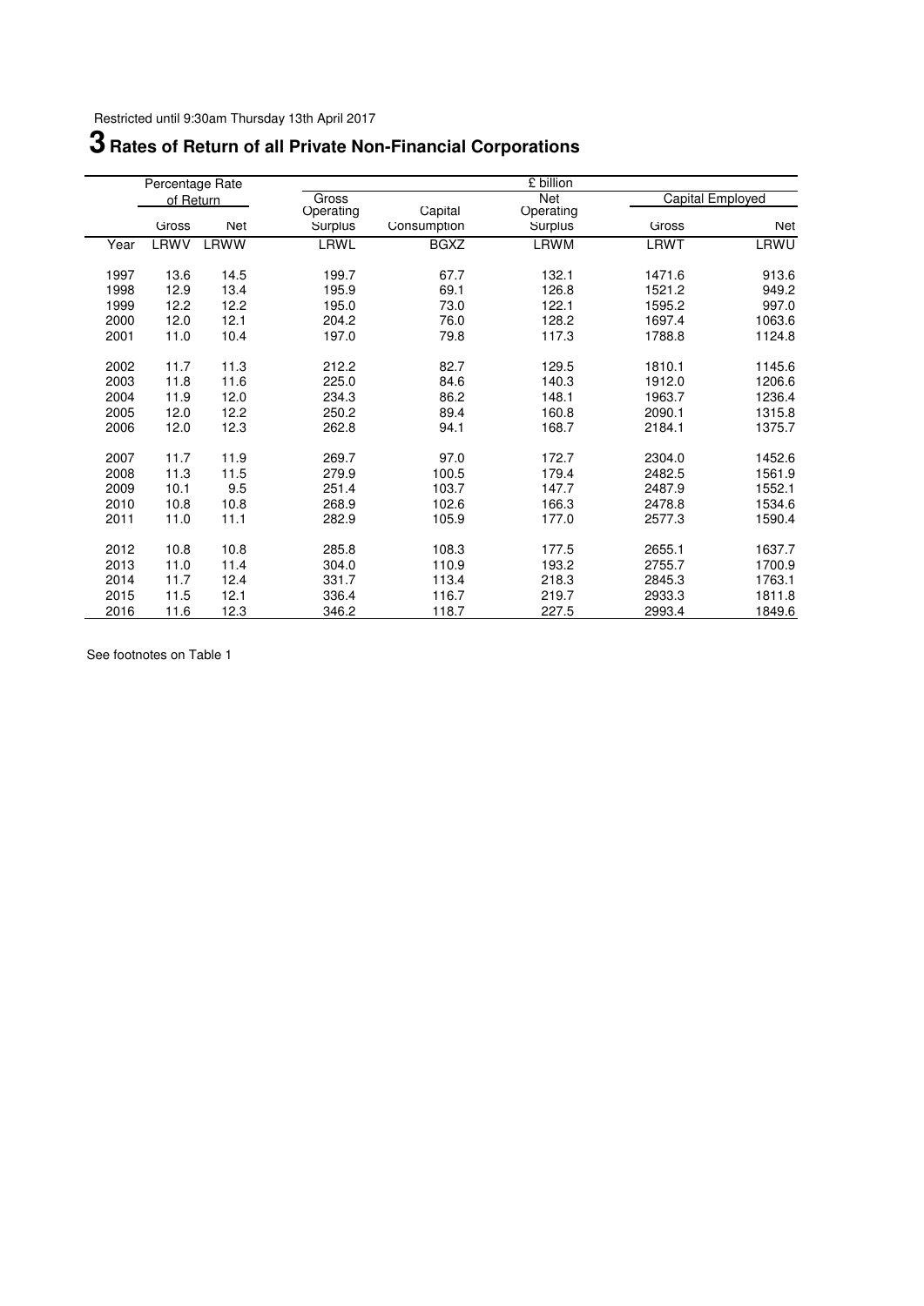Restricted until 9:30am Thursday 13th April 2017

# 3 Rates of Return of all Private Non-Financial Corporations

| | Percentage Rate of Return | | £ billion | | | | |
|---|---|---|---|---|---|---|---|
| | | | Gross Operating | Capital | Net Operating | Capital Employed | |
| | Gross | Net | Surplus | Consumption | Surplus | Gross | Net |
| Year | LRWV | LRWW | LRWL | BGXZ | LRWM | LRWT | LRWU |
| 1997 | 13.6 | 14.5 | 199.7 | 67.7 | 132.1 | 1471.6 | 913.6 |
| 1998 | 12.9 | 13.4 | 195.9 | 69.1 | 126.8 | 1521.2 | 949.2 |
| 1999 | 12.2 | 12.2 | 195.0 | 73.0 | 122.1 | 1595.2 | 997.0 |
| 2000 | 12.0 | 12.1 | 204.2 | 76.0 | 128.2 | 1697.4 | 1063.6 |
| 2001 | 11.0 | 10.4 | 197.0 | 79.8 | 117.3 | 1788.8 | 1124.8 |
| 2002 | 11.7 | 11.3 | 212.2 | 82.7 | 129.5 | 1810.1 | 1145.6 |
| 2003 | 11.8 | 11.6 | 225.0 | 84.6 | 140.3 | 1912.0 | 1206.6 |
| 2004 | 11.9 | 12.0 | 234.3 | 86.2 | 148.1 | 1963.7 | 1236.4 |
| 2005 | 12.0 | 12.2 | 250.2 | 89.4 | 160.8 | 2090.1 | 1315.8 |
| 2006 | 12.0 | 12.3 | 262.8 | 94.1 | 168.7 | 2184.1 | 1375.7 |
| 2007 | 11.7 | 11.9 | 269.7 | 97.0 | 172.7 | 2304.0 | 1452.6 |
| 2008 | 11.3 | 11.5 | 279.9 | 100.5 | 179.4 | 2482.5 | 1561.9 |
| 2009 | 10.1 | 9.5 | 251.4 | 103.7 | 147.7 | 2487.9 | 1552.1 |
| 2010 | 10.8 | 10.8 | 268.9 | 102.6 | 166.3 | 2478.8 | 1534.6 |
| 2011 | 11.0 | 11.1 | 282.9 | 105.9 | 177.0 | 2577.3 | 1590.4 |
| 2012 | 10.8 | 10.8 | 285.8 | 108.3 | 177.5 | 2655.1 | 1637.7 |
| 2013 | 11.0 | 11.4 | 304.0 | 110.9 | 193.2 | 2755.7 | 1700.9 |
| 2014 | 11.7 | 12.4 | 331.7 | 113.4 | 218.3 | 2845.3 | 1763.1 |
| 2015 | 11.5 | 12.1 | 336.4 | 116.7 | 219.7 | 2933.3 | 1811.8 |
| 2016 | 11.6 | 12.3 | 346.2 | 118.7 | 227.5 | 2993.4 | 1849.6 |

See footnotes on Table 1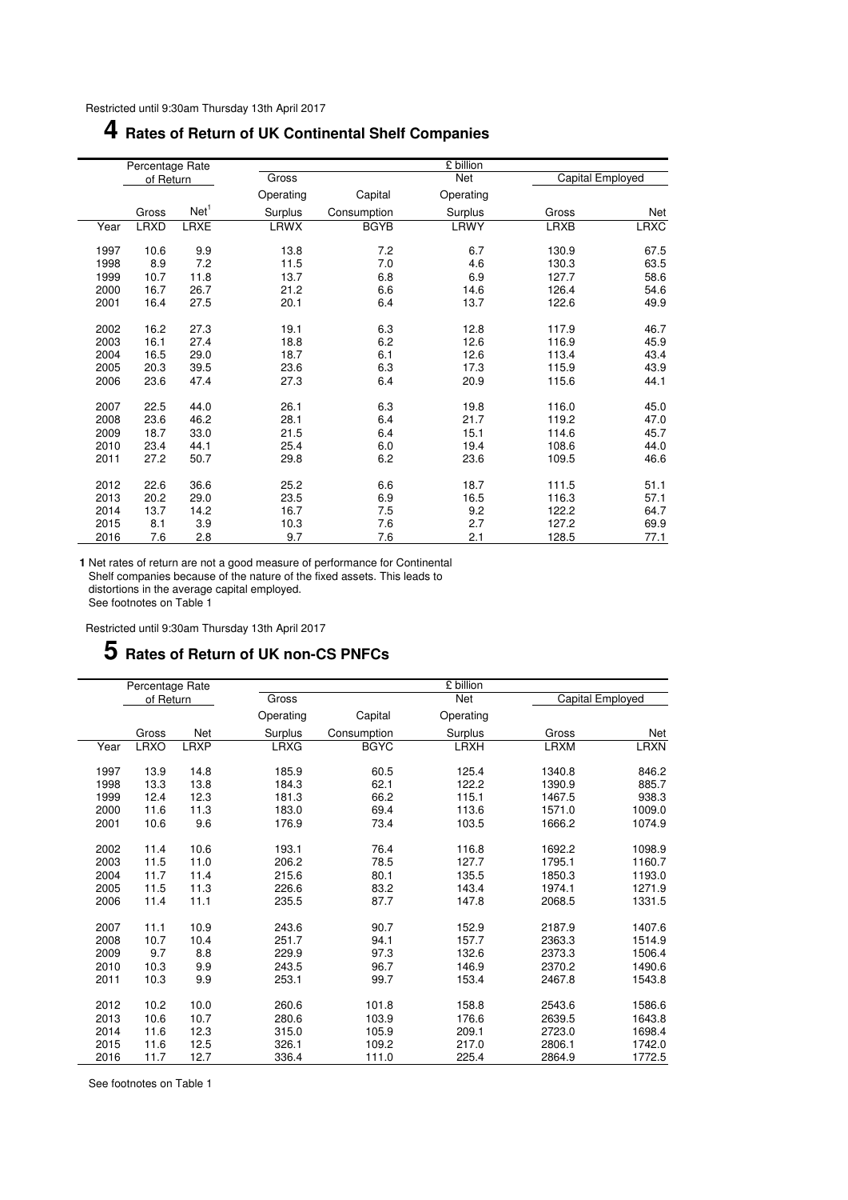Restricted until 9:30am Thursday 13th April 2017

# 4 Rates of Return of UK Continental Shelf Companies

| | Percentage Rate of Return | | £ billion | | | | |
|---|---|---|---|---|---|---|---|
| | | | Gross Operating Surplus | Capital Consumption | Net Operating Surplus | Capital Employed | |
| | Gross | Net[1] | | | | Gross | Net |
| Year | LRXD | LRXE | LRWX | BGYB | LRWY | LRXB | LRXC |
| 1997 | 10.6 | 9.9 | 13.8 | 7.2 | 6.7 | 130.9 | 67.5 |
| 1998 | 8.9 | 7.2 | 11.5 | 7.0 | 4.6 | 130.3 | 63.5 |
| 1999 | 10.7 | 11.8 | 13.7 | 6.8 | 6.9 | 127.7 | 58.6 |
| 2000 | 16.7 | 26.7 | 21.2 | 6.6 | 14.6 | 126.4 | 54.6 |
| 2001 | 16.4 | 27.5 | 20.1 | 6.4 | 13.7 | 122.6 | 49.9 |
| 2002 | 16.2 | 27.3 | 19.1 | 6.3 | 12.8 | 117.9 | 46.7 |
| 2003 | 16.1 | 27.4 | 18.8 | 6.2 | 12.6 | 116.9 | 45.9 |
| 2004 | 16.5 | 29.0 | 18.7 | 6.1 | 12.6 | 113.4 | 43.4 |
| 2005 | 20.3 | 39.5 | 23.6 | 6.3 | 17.3 | 115.9 | 43.9 |
| 2006 | 23.6 | 47.4 | 27.3 | 6.4 | 20.9 | 115.6 | 44.1 |
| 2007 | 22.5 | 44.0 | 26.1 | 6.3 | 19.8 | 116.0 | 45.0 |
| 2008 | 23.6 | 46.2 | 28.1 | 6.4 | 21.7 | 119.2 | 47.0 |
| 2009 | 18.7 | 33.0 | 21.5 | 6.4 | 15.1 | 114.6 | 45.7 |
| 2010 | 23.4 | 44.1 | 25.4 | 6.0 | 19.4 | 108.6 | 44.0 |
| 2011 | 27.2 | 50.7 | 29.8 | 6.2 | 23.6 | 109.5 | 46.6 |
| 2012 | 22.6 | 36.6 | 25.2 | 6.6 | 18.7 | 111.5 | 51.1 |
| 2013 | 20.2 | 29.0 | 23.5 | 6.9 | 16.5 | 116.3 | 57.1 |
| 2014 | 13.7 | 14.2 | 16.7 | 7.5 | 9.2 | 122.2 | 64.7 |
| 2015 | 8.1 | 3.9 | 10.3 | 7.6 | 2.7 | 127.2 | 69.9 |
| 2016 | 7.6 | 2.8 | 9.7 | 7.6 | 2.1 | 128.5 | 77.1 |

**1** Net rates of return are not a good measure of performance for Continental Shelf companies because of the nature of the fixed assets. This leads to distortions in the average capital employed.
See footnotes on Table 1

Restricted until 9:30am Thursday 13th April 2017

# 5 Rates of Return of UK non-CS PNFCs

| | Percentage Rate of Return | | £ billion | | | | |
|---|---|---|---|---|---|---|---|
| | | | Gross Operating Surplus | Capital Consumption | Net Operating Surplus | Capital Employed | |
| | Gross | Net | | | | Gross | Net |
| Year | LRXO | LRXP | LRXG | BGYC | LRXH | LRXM | LRXN |
| 1997 | 13.9 | 14.8 | 185.9 | 60.5 | 125.4 | 1340.8 | 846.2 |
| 1998 | 13.3 | 13.8 | 184.3 | 62.1 | 122.2 | 1390.9 | 885.7 |
| 1999 | 12.4 | 12.3 | 181.3 | 66.2 | 115.1 | 1467.5 | 938.3 |
| 2000 | 11.6 | 11.3 | 183.0 | 69.4 | 113.6 | 1571.0 | 1009.0 |
| 2001 | 10.6 | 9.6 | 176.9 | 73.4 | 103.5 | 1666.2 | 1074.9 |
| 2002 | 11.4 | 10.6 | 193.1 | 76.4 | 116.8 | 1692.2 | 1098.9 |
| 2003 | 11.5 | 11.0 | 206.2 | 78.5 | 127.7 | 1795.1 | 1160.7 |
| 2004 | 11.7 | 11.4 | 215.6 | 80.1 | 135.5 | 1850.3 | 1193.0 |
| 2005 | 11.5 | 11.3 | 226.6 | 83.2 | 143.4 | 1974.1 | 1271.9 |
| 2006 | 11.4 | 11.1 | 235.5 | 87.7 | 147.8 | 2068.5 | 1331.5 |
| 2007 | 11.1 | 10.9 | 243.6 | 90.7 | 152.9 | 2187.9 | 1407.6 |
| 2008 | 10.7 | 10.4 | 251.7 | 94.1 | 157.7 | 2363.3 | 1514.9 |
| 2009 | 9.7 | 8.8 | 229.9 | 97.3 | 132.6 | 2373.3 | 1506.4 |
| 2010 | 10.3 | 9.9 | 243.5 | 96.7 | 146.9 | 2370.2 | 1490.6 |
| 2011 | 10.3 | 9.9 | 253.1 | 99.7 | 153.4 | 2467.8 | 1543.8 |
| 2012 | 10.2 | 10.0 | 260.6 | 101.8 | 158.8 | 2543.6 | 1586.6 |
| 2013 | 10.6 | 10.7 | 280.6 | 103.9 | 176.6 | 2639.5 | 1643.8 |
| 2014 | 11.6 | 12.3 | 315.0 | 105.9 | 209.1 | 2723.0 | 1698.4 |
| 2015 | 11.6 | 12.5 | 326.1 | 109.2 | 217.0 | 2806.1 | 1742.0 |
| 2016 | 11.7 | 12.7 | 336.4 | 111.0 | 225.4 | 2864.9 | 1772.5 |

See footnotes on Table 1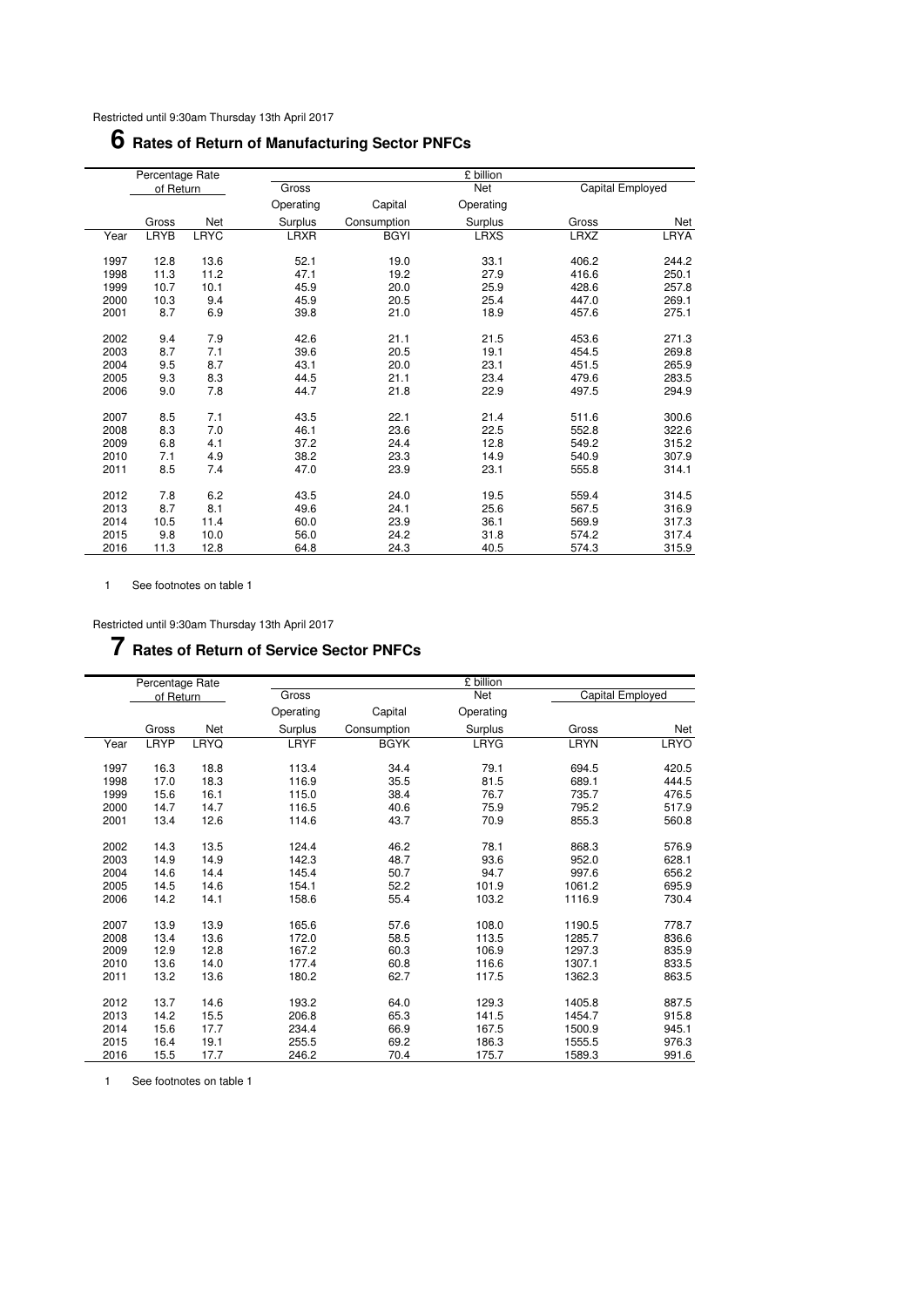Restricted until 9:30am Thursday 13th April 2017

## 6 Rates of Return of Manufacturing Sector PNFCs

| | Percentage Rate of Return | | £ billion | | | | |
|---|---|---|---|---|---|---|---|
| | | | Gross Operating Surplus | Capital Consumption | Net Operating Surplus | Capital Employed | |
| | Gross | Net | | | | Gross | Net |
| Year | LRYB | LRYC | LRXR | BGYI | LRXS | LRXZ | LRYA |
| 1997 | 12.8 | 13.6 | 52.1 | 19.0 | 33.1 | 406.2 | 244.2 |
| 1998 | 11.3 | 11.2 | 47.1 | 19.2 | 27.9 | 416.6 | 250.1 |
| 1999 | 10.7 | 10.1 | 45.9 | 20.0 | 25.9 | 428.6 | 257.8 |
| 2000 | 10.3 | 9.4 | 45.9 | 20.5 | 25.4 | 447.0 | 269.1 |
| 2001 | 8.7 | 6.9 | 39.8 | 21.0 | 18.9 | 457.6 | 275.1 |
| 2002 | 9.4 | 7.9 | 42.6 | 21.1 | 21.5 | 453.6 | 271.3 |
| 2003 | 8.7 | 7.1 | 39.6 | 20.5 | 19.1 | 454.5 | 269.8 |
| 2004 | 9.5 | 8.7 | 43.1 | 20.0 | 23.1 | 451.5 | 265.9 |
| 2005 | 9.3 | 8.3 | 44.5 | 21.1 | 23.4 | 479.6 | 283.5 |
| 2006 | 9.0 | 7.8 | 44.7 | 21.8 | 22.9 | 497.5 | 294.9 |
| 2007 | 8.5 | 7.1 | 43.5 | 22.1 | 21.4 | 511.6 | 300.6 |
| 2008 | 8.3 | 7.0 | 46.1 | 23.6 | 22.5 | 552.8 | 322.6 |
| 2009 | 6.8 | 4.1 | 37.2 | 24.4 | 12.8 | 549.2 | 315.2 |
| 2010 | 7.1 | 4.9 | 38.2 | 23.3 | 14.9 | 540.9 | 307.9 |
| 2011 | 8.5 | 7.4 | 47.0 | 23.9 | 23.1 | 555.8 | 314.1 |
| 2012 | 7.8 | 6.2 | 43.5 | 24.0 | 19.5 | 559.4 | 314.5 |
| 2013 | 8.7 | 8.1 | 49.6 | 24.1 | 25.6 | 567.5 | 316.9 |
| 2014 | 10.5 | 11.4 | 60.0 | 23.9 | 36.1 | 569.9 | 317.3 |
| 2015 | 9.8 | 10.0 | 56.0 | 24.2 | 31.8 | 574.2 | 317.4 |
| 2016 | 11.3 | 12.8 | 64.8 | 24.3 | 40.5 | 574.3 | 315.9 |

1 See footnotes on table 1

Restricted until 9:30am Thursday 13th April 2017

## 7 Rates of Return of Service Sector PNFCs

| | Percentage Rate of Return | | £ billion | | | | |
|---|---|---|---|---|---|---|---|
| | | | Gross Operating Surplus | Capital Consumption | Net Operating Surplus | Capital Employed | |
| | Gross | Net | | | | Gross | Net |
| Year | LRYP | LRYQ | LRYF | BGYK | LRYG | LRYN | LRYO |
| 1997 | 16.3 | 18.8 | 113.4 | 34.4 | 79.1 | 694.5 | 420.5 |
| 1998 | 17.0 | 18.3 | 116.9 | 35.5 | 81.5 | 689.1 | 444.5 |
| 1999 | 15.6 | 16.1 | 115.0 | 38.4 | 76.7 | 735.7 | 476.5 |
| 2000 | 14.7 | 14.7 | 116.5 | 40.6 | 75.9 | 795.2 | 517.9 |
| 2001 | 13.4 | 12.6 | 114.6 | 43.7 | 70.9 | 855.3 | 560.8 |
| 2002 | 14.3 | 13.5 | 124.4 | 46.2 | 78.1 | 868.3 | 576.9 |
| 2003 | 14.9 | 14.9 | 142.3 | 48.7 | 93.6 | 952.0 | 628.1 |
| 2004 | 14.6 | 14.4 | 145.4 | 50.7 | 94.7 | 997.6 | 656.2 |
| 2005 | 14.5 | 14.6 | 154.1 | 52.2 | 101.9 | 1061.2 | 695.9 |
| 2006 | 14.2 | 14.1 | 158.6 | 55.4 | 103.2 | 1116.9 | 730.4 |
| 2007 | 13.9 | 13.9 | 165.6 | 57.6 | 108.0 | 1190.5 | 778.7 |
| 2008 | 13.4 | 13.6 | 172.0 | 58.5 | 113.5 | 1285.7 | 836.6 |
| 2009 | 12.9 | 12.8 | 167.2 | 60.3 | 106.9 | 1297.3 | 835.9 |
| 2010 | 13.6 | 14.0 | 177.4 | 60.8 | 116.6 | 1307.1 | 833.5 |
| 2011 | 13.2 | 13.6 | 180.2 | 62.7 | 117.5 | 1362.3 | 863.5 |
| 2012 | 13.7 | 14.6 | 193.2 | 64.0 | 129.3 | 1405.8 | 887.5 |
| 2013 | 14.2 | 15.5 | 206.8 | 65.3 | 141.5 | 1454.7 | 915.8 |
| 2014 | 15.6 | 17.7 | 234.4 | 66.9 | 167.5 | 1500.9 | 945.1 |
| 2015 | 16.4 | 19.1 | 255.5 | 69.2 | 186.3 | 1555.5 | 976.3 |
| 2016 | 15.5 | 17.7 | 246.2 | 70.4 | 175.7 | 1589.3 | 991.6 |

1 See footnotes on table 1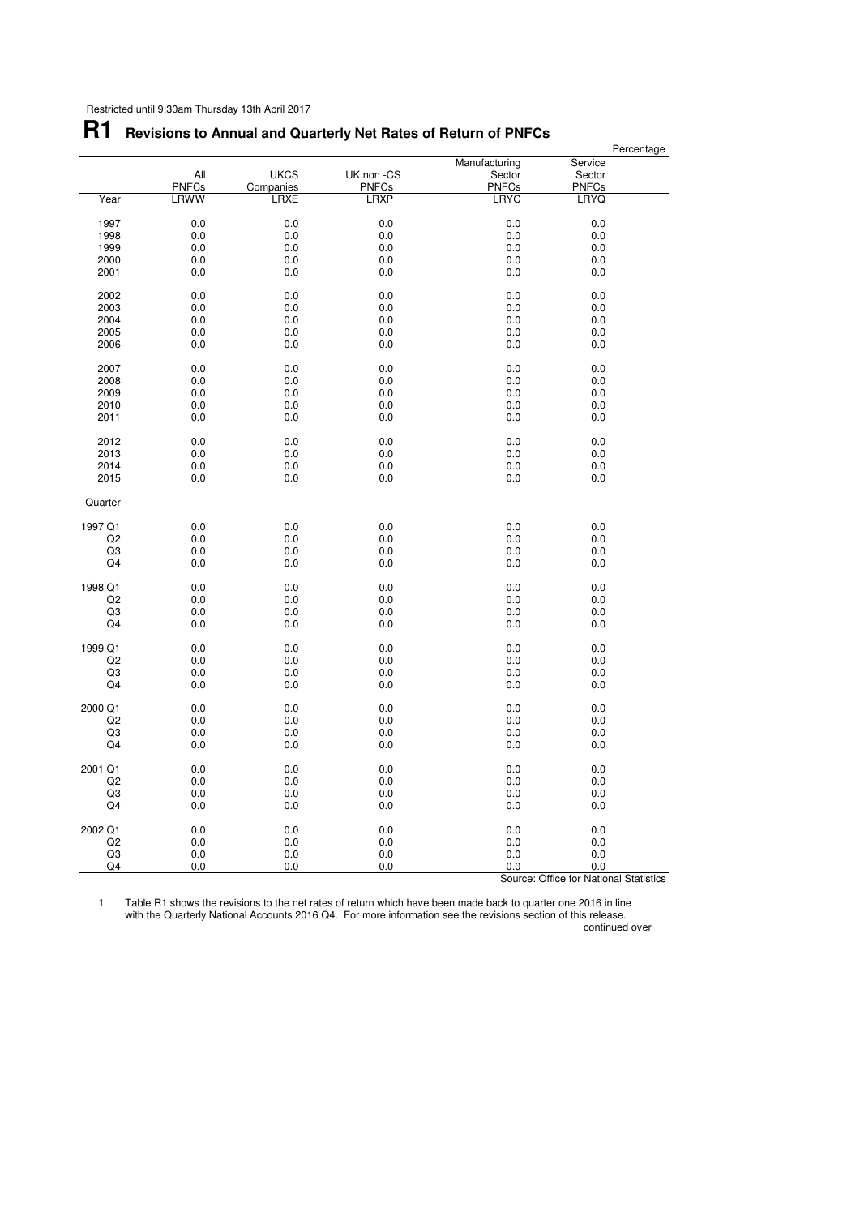Restricted until 9:30am Thursday 13th April 2017

# R1 Revisions to Annual and Quarterly Net Rates of Return of PNFCs

Percentage

| | All PNFCs | UKCS Companies | UK non -CS PNFCs | Manufacturing Sector PNFCs | Service Sector PNFCs |
|---|---|---|---|---|---|
| Year | LRWW | LRXE | LRXP | LRYC | LRYQ |
| 1997 | 0.0 | 0.0 | 0.0 | 0.0 | 0.0 |
| 1998 | 0.0 | 0.0 | 0.0 | 0.0 | 0.0 |
| 1999 | 0.0 | 0.0 | 0.0 | 0.0 | 0.0 |
| 2000 | 0.0 | 0.0 | 0.0 | 0.0 | 0.0 |
| 2001 | 0.0 | 0.0 | 0.0 | 0.0 | 0.0 |
| 2002 | 0.0 | 0.0 | 0.0 | 0.0 | 0.0 |
| 2003 | 0.0 | 0.0 | 0.0 | 0.0 | 0.0 |
| 2004 | 0.0 | 0.0 | 0.0 | 0.0 | 0.0 |
| 2005 | 0.0 | 0.0 | 0.0 | 0.0 | 0.0 |
| 2006 | 0.0 | 0.0 | 0.0 | 0.0 | 0.0 |
| 2007 | 0.0 | 0.0 | 0.0 | 0.0 | 0.0 |
| 2008 | 0.0 | 0.0 | 0.0 | 0.0 | 0.0 |
| 2009 | 0.0 | 0.0 | 0.0 | 0.0 | 0.0 |
| 2010 | 0.0 | 0.0 | 0.0 | 0.0 | 0.0 |
| 2011 | 0.0 | 0.0 | 0.0 | 0.0 | 0.0 |
| 2012 | 0.0 | 0.0 | 0.0 | 0.0 | 0.0 |
| 2013 | 0.0 | 0.0 | 0.0 | 0.0 | 0.0 |
| 2014 | 0.0 | 0.0 | 0.0 | 0.0 | 0.0 |
| 2015 | 0.0 | 0.0 | 0.0 | 0.0 | 0.0 |
| Quarter | | | | | |
| 1997 Q1 | 0.0 | 0.0 | 0.0 | 0.0 | 0.0 |
| Q2 | 0.0 | 0.0 | 0.0 | 0.0 | 0.0 |
| Q3 | 0.0 | 0.0 | 0.0 | 0.0 | 0.0 |
| Q4 | 0.0 | 0.0 | 0.0 | 0.0 | 0.0 |
| 1998 Q1 | 0.0 | 0.0 | 0.0 | 0.0 | 0.0 |
| Q2 | 0.0 | 0.0 | 0.0 | 0.0 | 0.0 |
| Q3 | 0.0 | 0.0 | 0.0 | 0.0 | 0.0 |
| Q4 | 0.0 | 0.0 | 0.0 | 0.0 | 0.0 |
| 1999 Q1 | 0.0 | 0.0 | 0.0 | 0.0 | 0.0 |
| Q2 | 0.0 | 0.0 | 0.0 | 0.0 | 0.0 |
| Q3 | 0.0 | 0.0 | 0.0 | 0.0 | 0.0 |
| Q4 | 0.0 | 0.0 | 0.0 | 0.0 | 0.0 |
| 2000 Q1 | 0.0 | 0.0 | 0.0 | 0.0 | 0.0 |
| Q2 | 0.0 | 0.0 | 0.0 | 0.0 | 0.0 |
| Q3 | 0.0 | 0.0 | 0.0 | 0.0 | 0.0 |
| Q4 | 0.0 | 0.0 | 0.0 | 0.0 | 0.0 |
| 2001 Q1 | 0.0 | 0.0 | 0.0 | 0.0 | 0.0 |
| Q2 | 0.0 | 0.0 | 0.0 | 0.0 | 0.0 |
| Q3 | 0.0 | 0.0 | 0.0 | 0.0 | 0.0 |
| Q4 | 0.0 | 0.0 | 0.0 | 0.0 | 0.0 |
| 2002 Q1 | 0.0 | 0.0 | 0.0 | 0.0 | 0.0 |
| Q2 | 0.0 | 0.0 | 0.0 | 0.0 | 0.0 |
| Q3 | 0.0 | 0.0 | 0.0 | 0.0 | 0.0 |
| Q4 | 0.0 | 0.0 | 0.0 | 0.0 | 0.0 |

Source: Office for National Statistics

1 Table R1 shows the revisions to the net rates of return which have been made back to quarter one 2016 in line with the Quarterly National Accounts 2016 Q4. For more information see the revisions section of this release.

continued over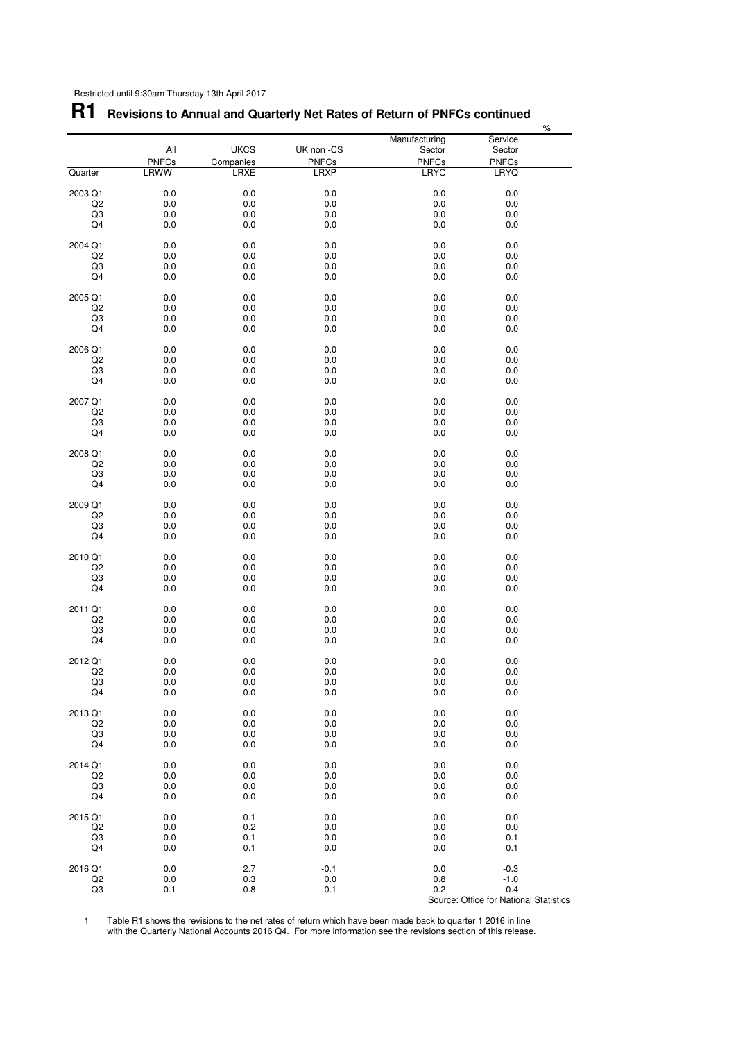Restricted until 9:30am Thursday 13th April 2017

# R1 Revisions to Annual and Quarterly Net Rates of Return of PNFCs continued

%

| Quarter | All PNFCs | UKCS Companies | UK non -CS PNFCs | Manufacturing Sector PNFCs | Service Sector PNFCs |
|---|---|---|---|---|---|
| | LRWW | LRXE | LRXP | LRYC | LRYQ |
| 2003 Q1 | 0.0 | 0.0 | 0.0 | 0.0 | 0.0 |
| Q2 | 0.0 | 0.0 | 0.0 | 0.0 | 0.0 |
| Q3 | 0.0 | 0.0 | 0.0 | 0.0 | 0.0 |
| Q4 | 0.0 | 0.0 | 0.0 | 0.0 | 0.0 |
| 2004 Q1 | 0.0 | 0.0 | 0.0 | 0.0 | 0.0 |
| Q2 | 0.0 | 0.0 | 0.0 | 0.0 | 0.0 |
| Q3 | 0.0 | 0.0 | 0.0 | 0.0 | 0.0 |
| Q4 | 0.0 | 0.0 | 0.0 | 0.0 | 0.0 |
| 2005 Q1 | 0.0 | 0.0 | 0.0 | 0.0 | 0.0 |
| Q2 | 0.0 | 0.0 | 0.0 | 0.0 | 0.0 |
| Q3 | 0.0 | 0.0 | 0.0 | 0.0 | 0.0 |
| Q4 | 0.0 | 0.0 | 0.0 | 0.0 | 0.0 |
| 2006 Q1 | 0.0 | 0.0 | 0.0 | 0.0 | 0.0 |
| Q2 | 0.0 | 0.0 | 0.0 | 0.0 | 0.0 |
| Q3 | 0.0 | 0.0 | 0.0 | 0.0 | 0.0 |
| Q4 | 0.0 | 0.0 | 0.0 | 0.0 | 0.0 |
| 2007 Q1 | 0.0 | 0.0 | 0.0 | 0.0 | 0.0 |
| Q2 | 0.0 | 0.0 | 0.0 | 0.0 | 0.0 |
| Q3 | 0.0 | 0.0 | 0.0 | 0.0 | 0.0 |
| Q4 | 0.0 | 0.0 | 0.0 | 0.0 | 0.0 |
| 2008 Q1 | 0.0 | 0.0 | 0.0 | 0.0 | 0.0 |
| Q2 | 0.0 | 0.0 | 0.0 | 0.0 | 0.0 |
| Q3 | 0.0 | 0.0 | 0.0 | 0.0 | 0.0 |
| Q4 | 0.0 | 0.0 | 0.0 | 0.0 | 0.0 |
| 2009 Q1 | 0.0 | 0.0 | 0.0 | 0.0 | 0.0 |
| Q2 | 0.0 | 0.0 | 0.0 | 0.0 | 0.0 |
| Q3 | 0.0 | 0.0 | 0.0 | 0.0 | 0.0 |
| Q4 | 0.0 | 0.0 | 0.0 | 0.0 | 0.0 |
| 2010 Q1 | 0.0 | 0.0 | 0.0 | 0.0 | 0.0 |
| Q2 | 0.0 | 0.0 | 0.0 | 0.0 | 0.0 |
| Q3 | 0.0 | 0.0 | 0.0 | 0.0 | 0.0 |
| Q4 | 0.0 | 0.0 | 0.0 | 0.0 | 0.0 |
| 2011 Q1 | 0.0 | 0.0 | 0.0 | 0.0 | 0.0 |
| Q2 | 0.0 | 0.0 | 0.0 | 0.0 | 0.0 |
| Q3 | 0.0 | 0.0 | 0.0 | 0.0 | 0.0 |
| Q4 | 0.0 | 0.0 | 0.0 | 0.0 | 0.0 |
| 2012 Q1 | 0.0 | 0.0 | 0.0 | 0.0 | 0.0 |
| Q2 | 0.0 | 0.0 | 0.0 | 0.0 | 0.0 |
| Q3 | 0.0 | 0.0 | 0.0 | 0.0 | 0.0 |
| Q4 | 0.0 | 0.0 | 0.0 | 0.0 | 0.0 |
| 2013 Q1 | 0.0 | 0.0 | 0.0 | 0.0 | 0.0 |
| Q2 | 0.0 | 0.0 | 0.0 | 0.0 | 0.0 |
| Q3 | 0.0 | 0.0 | 0.0 | 0.0 | 0.0 |
| Q4 | 0.0 | 0.0 | 0.0 | 0.0 | 0.0 |
| 2014 Q1 | 0.0 | 0.0 | 0.0 | 0.0 | 0.0 |
| Q2 | 0.0 | 0.0 | 0.0 | 0.0 | 0.0 |
| Q3 | 0.0 | 0.0 | 0.0 | 0.0 | 0.0 |
| Q4 | 0.0 | 0.0 | 0.0 | 0.0 | 0.0 |
| 2015 Q1 | 0.0 | -0.1 | 0.0 | 0.0 | 0.0 |
| Q2 | 0.0 | 0.2 | 0.0 | 0.0 | 0.0 |
| Q3 | 0.0 | -0.1 | 0.0 | 0.0 | 0.1 |
| Q4 | 0.0 | 0.1 | 0.0 | 0.0 | 0.1 |
| 2016 Q1 | 0.0 | 2.7 | -0.1 | 0.0 | -0.3 |
| Q2 | 0.0 | 0.3 | 0.0 | 0.8 | -1.0 |
| Q3 | -0.1 | 0.8 | -0.1 | -0.2 | -0.4 |

Source: Office for National Statistics

1 Table R1 shows the revisions to the net rates of return which have been made back to quarter 1 2016 in line with the Quarterly National Accounts 2016 Q4. For more information see the revisions section of this release.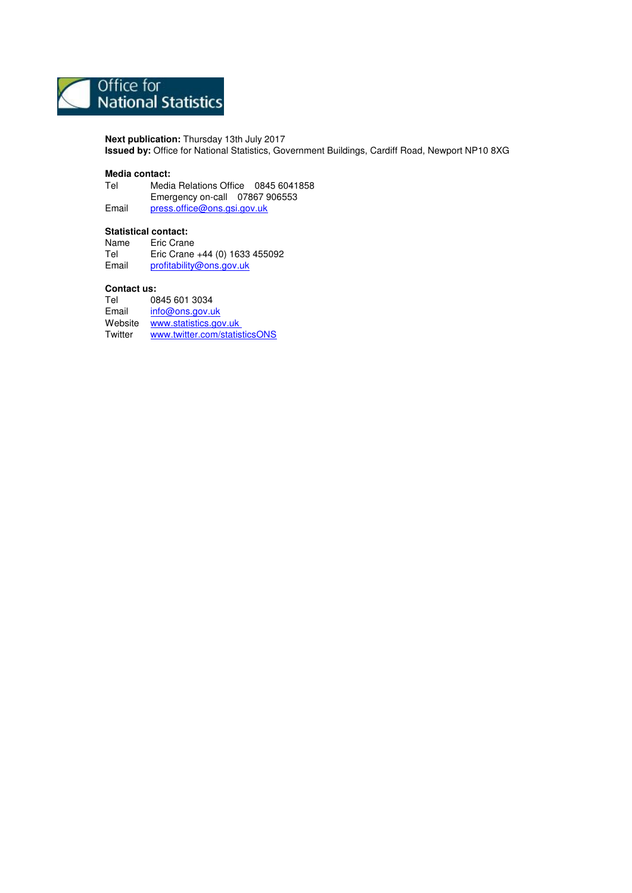Office for National Statistics

**Next publication:** Thursday 13th July 2017
**Issued by:** Office for National Statistics, Government Buildings, Cardiff Road, Newport NP10 8XG

**Media contact:**

| | |
|---|---|
| Tel | Media Relations Office 0845 6041858 |
| | Emergency on-call 07867 906553 |
| Email | press.office@ons.gsi.gov.uk |

**Statistical contact:**

| | |
|---|---|
| Name | Eric Crane |
| Tel | Eric Crane +44 (0) 1633 455092 |
| Email | profitability@ons.gov.uk |

**Contact us:**

| | |
|---|---|
| Tel | 0845 601 3034 |
| Email | info@ons.gov.uk |
| Website | www.statistics.gov.uk |
| Twitter | www.twitter.com/statisticsONS |